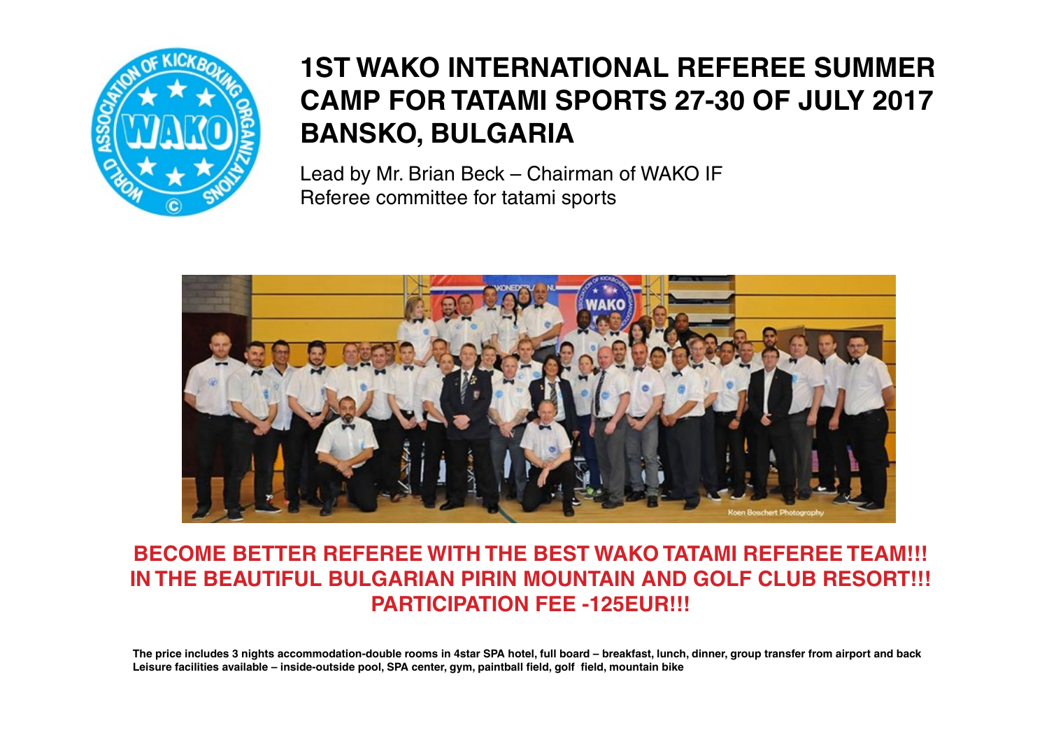# 1ST WAKO INTERNATIONAL REFEREE SUMMER CAMP FOR TATAMI SPORTS 27-30 OF JULY 2017 BANSKO, BULGARIA

Lead by Mr. Brian Beck – Chairman of WAKO IF Referee committee for tatami sports

**BECOME BETTER REFEREE WITH THE BEST WAKO TATAMI REFEREE TEAM!!!**
**IN THE BEAUTIFUL BULGARIAN PIRIN MOUNTAIN AND GOLF CLUB RESORT!!!**
**PARTICIPATION FEE -125EUR!!!**

**The price includes 3 nights accommodation-double rooms in 4star SPA hotel, full board – breakfast, lunch, dinner, group transfer from airport and back**
**Leisure facilities available – inside-outside pool, SPA center, gym, paintball field, golf field, mountain bike**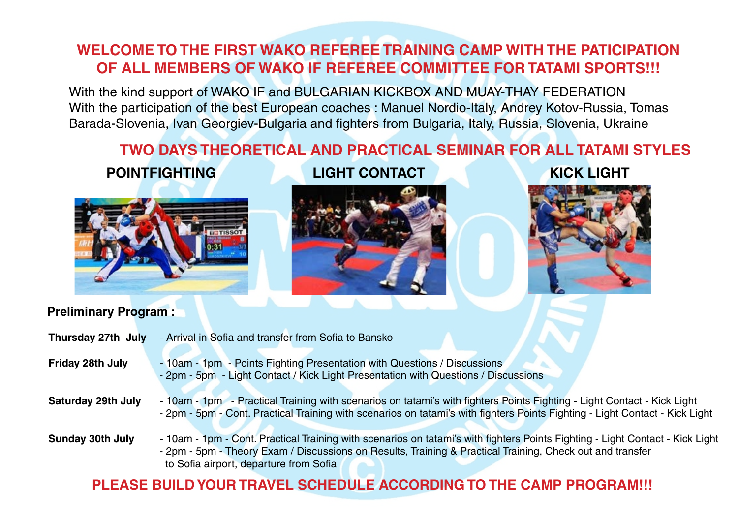# WELCOME TO THE FIRST WAKO REFEREE TRAINING CAMP WITH THE PATICIPATION OF ALL MEMBERS OF WAKO IF REFEREE COMMITTEE FOR TATAMI SPORTS!!!

With the kind support of WAKO IF and BULGARIAN KICKBOX AND MUAY-THAY FEDERATION
With the participation of the best European coaches : Manuel Nordio-Italy, Andrey Kotov-Russia, Tomas Barada-Slovenia, Ivan Georgiev-Bulgaria and fighters from Bulgaria, Italy, Russia, Slovenia, Ukraine

## TWO DAYS THEORETICAL AND PRACTICAL SEMINAR FOR ALL TATAMI STYLES

**POINTFIGHTING** **LIGHT CONTACT** **KICK LIGHT**

**Preliminary Program :**

**Thursday 27th July** - Arrival in Sofia and transfer from Sofia to Bansko

**Friday 28th July**
- 10am - 1pm - Points Fighting Presentation with Questions / Discussions
- 2pm - 5pm - Light Contact / Kick Light Presentation with Questions / Discussions

**Saturday 29th July**
- 10am - 1pm - Practical Training with scenarios on tatami's with fighters Points Fighting - Light Contact - Kick Light
- 2pm - 5pm - Cont. Practical Training with scenarios on tatami's with fighters Points Fighting - Light Contact - Kick Light

**Sunday 30th July**
- 10am - 1pm - Cont. Practical Training with scenarios on tatami's with fighters Points Fighting - Light Contact - Kick Light
- 2pm - 5pm - Theory Exam / Discussions on Results, Training & Practical Training, Check out and transfer to Sofia airport, departure from Sofia

**PLEASE BUILD YOUR TRAVEL SCHEDULE ACCORDING TO THE CAMP PROGRAM!!!**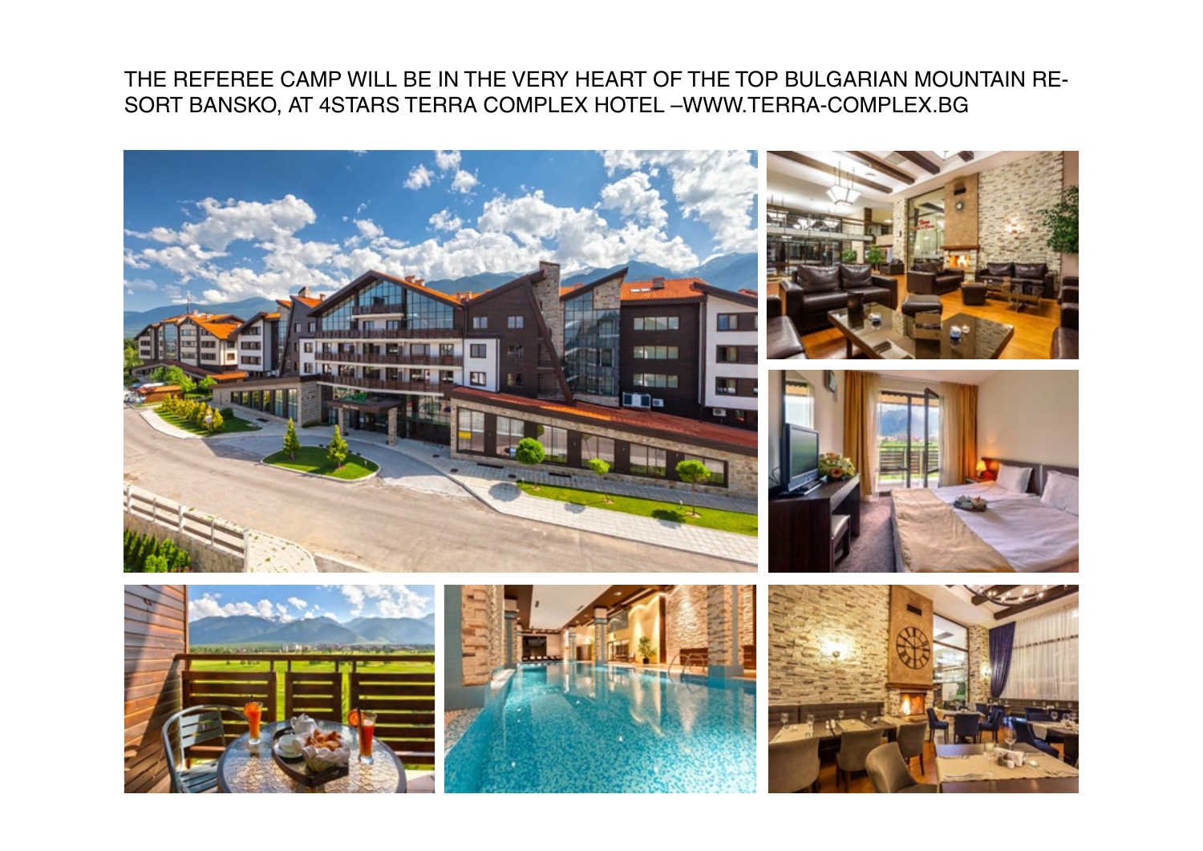THE REFEREE CAMP WILL BE IN THE VERY HEART OF THE TOP BULGARIAN MOUNTAIN RESORT BANSKO, AT 4STARS TERRA COMPLEX HOTEL –WWW.TERRA-COMPLEX.BG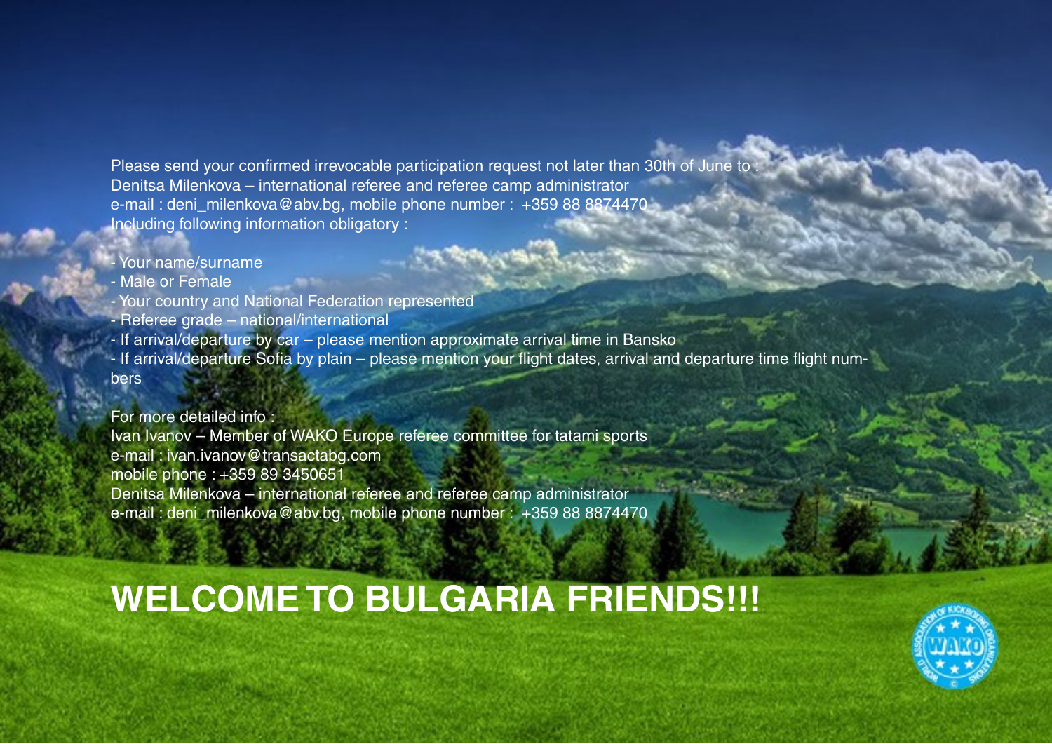Please send your confirmed irrevocable participation request not later than 30th of June to :
Denitsa Milenkova – international referee and referee camp administrator
e-mail : deni_milenkova@abv.bg, mobile phone number : +359 88 8874470
Including following information obligatory :

- Your name/surname
- Male or Female
- Your country and National Federation represented
- Referee grade – national/international
- If arrival/departure by car – please mention approximate arrival time in Bansko
- If arrival/departure Sofia by plain – please mention your flight dates, arrival and departure time flight numbers

For more detailed info :
Ivan Ivanov – Member of WAKO Europe referee committee for tatami sports
e-mail : ivan.ivanov@transactabg.com
mobile phone : +359 89 3450651
Denitsa Milenkova – international referee and referee camp administrator
e-mail : deni_milenkova@abv.bg, mobile phone number : +359 88 8874470

# WELCOME TO BULGARIA FRIENDS!!!